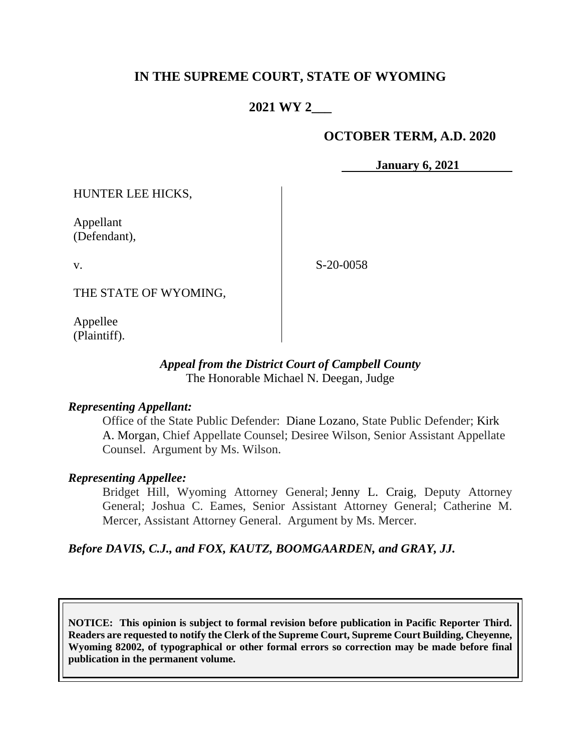# IN THE SUPREME COURT, STATE OF WYOMING

## 2021 WY 2

**OCTOBER TERM, A.D. 2020**

**January 6, 2021**

HUNTER LEE HICKS,

Appellant
(Defendant),

v.

S-20-0058

THE STATE OF WYOMING,

Appellee
(Plaintiff).

***Appeal from the District Court of Campbell County***
The Honorable Michael N. Deegan, Judge

***Representing Appellant:***

Office of the State Public Defender: Diane Lozano, State Public Defender; Kirk A. Morgan, Chief Appellate Counsel; Desiree Wilson, Senior Assistant Appellate Counsel. Argument by Ms. Wilson.

***Representing Appellee:***

Bridget Hill, Wyoming Attorney General; Jenny L. Craig, Deputy Attorney General; Joshua C. Eames, Senior Assistant Attorney General; Catherine M. Mercer, Assistant Attorney General. Argument by Ms. Mercer.

***Before DAVIS, C.J., and FOX, KAUTZ, BOOMGAARDEN, and GRAY, JJ.***

**NOTICE: This opinion is subject to formal revision before publication in Pacific Reporter Third. Readers are requested to notify the Clerk of the Supreme Court, Supreme Court Building, Cheyenne, Wyoming 82002, of typographical or other formal errors so correction may be made before final publication in the permanent volume.**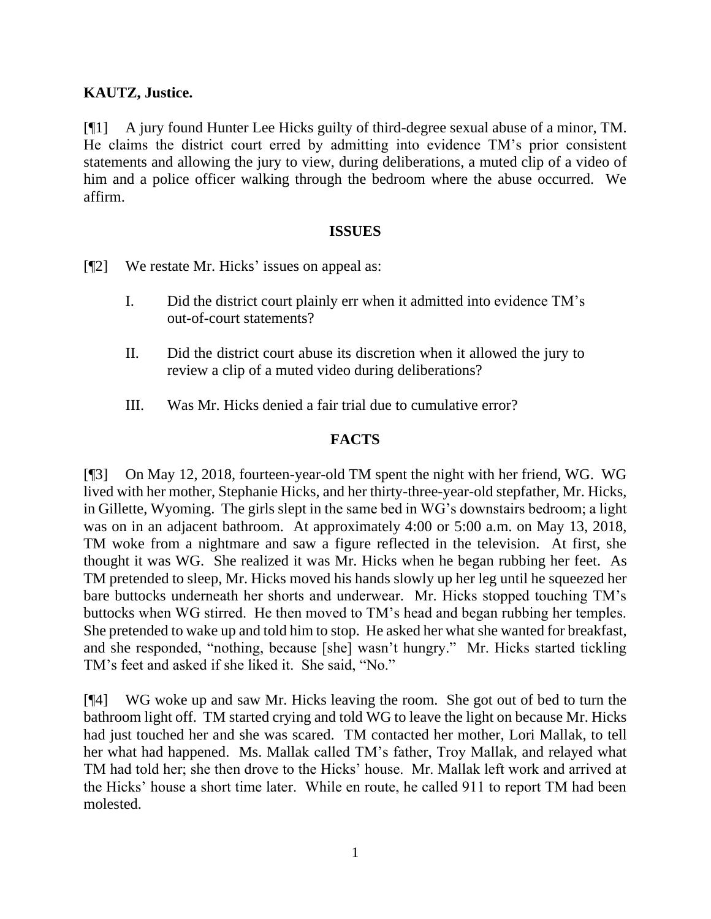**KAUTZ, Justice.**

[¶1] A jury found Hunter Lee Hicks guilty of third-degree sexual abuse of a minor, TM. He claims the district court erred by admitting into evidence TM's prior consistent statements and allowing the jury to view, during deliberations, a muted clip of a video of him and a police officer walking through the bedroom where the abuse occurred. We affirm.

## ISSUES

[¶2] We restate Mr. Hicks' issues on appeal as:

I. Did the district court plainly err when it admitted into evidence TM's out-of-court statements?

II. Did the district court abuse its discretion when it allowed the jury to review a clip of a muted video during deliberations?

III. Was Mr. Hicks denied a fair trial due to cumulative error?

## FACTS

[¶3] On May 12, 2018, fourteen-year-old TM spent the night with her friend, WG. WG lived with her mother, Stephanie Hicks, and her thirty-three-year-old stepfather, Mr. Hicks, in Gillette, Wyoming. The girls slept in the same bed in WG's downstairs bedroom; a light was on in an adjacent bathroom. At approximately 4:00 or 5:00 a.m. on May 13, 2018, TM woke from a nightmare and saw a figure reflected in the television. At first, she thought it was WG. She realized it was Mr. Hicks when he began rubbing her feet. As TM pretended to sleep, Mr. Hicks moved his hands slowly up her leg until he squeezed her bare buttocks underneath her shorts and underwear. Mr. Hicks stopped touching TM's buttocks when WG stirred. He then moved to TM's head and began rubbing her temples. She pretended to wake up and told him to stop. He asked her what she wanted for breakfast, and she responded, "nothing, because [she] wasn't hungry." Mr. Hicks started tickling TM's feet and asked if she liked it. She said, "No."

[¶4] WG woke up and saw Mr. Hicks leaving the room. She got out of bed to turn the bathroom light off. TM started crying and told WG to leave the light on because Mr. Hicks had just touched her and she was scared. TM contacted her mother, Lori Mallak, to tell her what had happened. Ms. Mallak called TM's father, Troy Mallak, and relayed what TM had told her; she then drove to the Hicks' house. Mr. Mallak left work and arrived at the Hicks' house a short time later. While en route, he called 911 to report TM had been molested.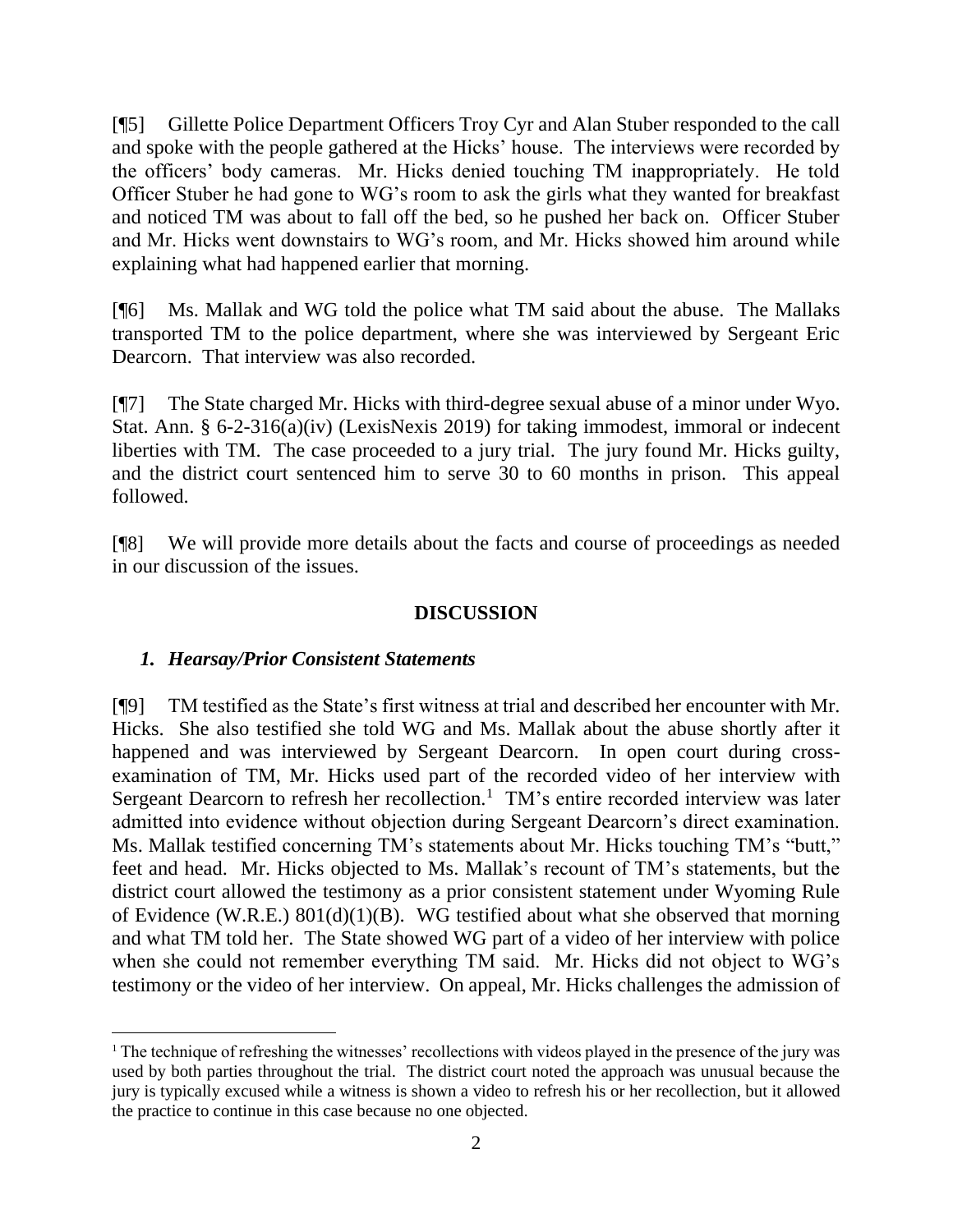[¶5] Gillette Police Department Officers Troy Cyr and Alan Stuber responded to the call and spoke with the people gathered at the Hicks' house. The interviews were recorded by the officers' body cameras. Mr. Hicks denied touching TM inappropriately. He told Officer Stuber he had gone to WG's room to ask the girls what they wanted for breakfast and noticed TM was about to fall off the bed, so he pushed her back on. Officer Stuber and Mr. Hicks went downstairs to WG's room, and Mr. Hicks showed him around while explaining what had happened earlier that morning.

[¶6] Ms. Mallak and WG told the police what TM said about the abuse. The Mallaks transported TM to the police department, where she was interviewed by Sergeant Eric Dearcorn. That interview was also recorded.

[¶7] The State charged Mr. Hicks with third-degree sexual abuse of a minor under Wyo. Stat. Ann. § 6-2-316(a)(iv) (LexisNexis 2019) for taking immodest, immoral or indecent liberties with TM. The case proceeded to a jury trial. The jury found Mr. Hicks guilty, and the district court sentenced him to serve 30 to 60 months in prison. This appeal followed.

[¶8] We will provide more details about the facts and course of proceedings as needed in our discussion of the issues.

## DISCUSSION

### *1. Hearsay/Prior Consistent Statements*

[¶9] TM testified as the State's first witness at trial and described her encounter with Mr. Hicks. She also testified she told WG and Ms. Mallak about the abuse shortly after it happened and was interviewed by Sergeant Dearcorn. In open court during cross-examination of TM, Mr. Hicks used part of the recorded video of her interview with Sergeant Dearcorn to refresh her recollection.[1] TM's entire recorded interview was later admitted into evidence without objection during Sergeant Dearcorn's direct examination. Ms. Mallak testified concerning TM's statements about Mr. Hicks touching TM's "butt," feet and head. Mr. Hicks objected to Ms. Mallak's recount of TM's statements, but the district court allowed the testimony as a prior consistent statement under Wyoming Rule of Evidence (W.R.E.) 801(d)(1)(B). WG testified about what she observed that morning and what TM told her. The State showed WG part of a video of her interview with police when she could not remember everything TM said. Mr. Hicks did not object to WG's testimony or the video of her interview. On appeal, Mr. Hicks challenges the admission of

[1] The technique of refreshing the witnesses' recollections with videos played in the presence of the jury was used by both parties throughout the trial. The district court noted the approach was unusual because the jury is typically excused while a witness is shown a video to refresh his or her recollection, but it allowed the practice to continue in this case because no one objected.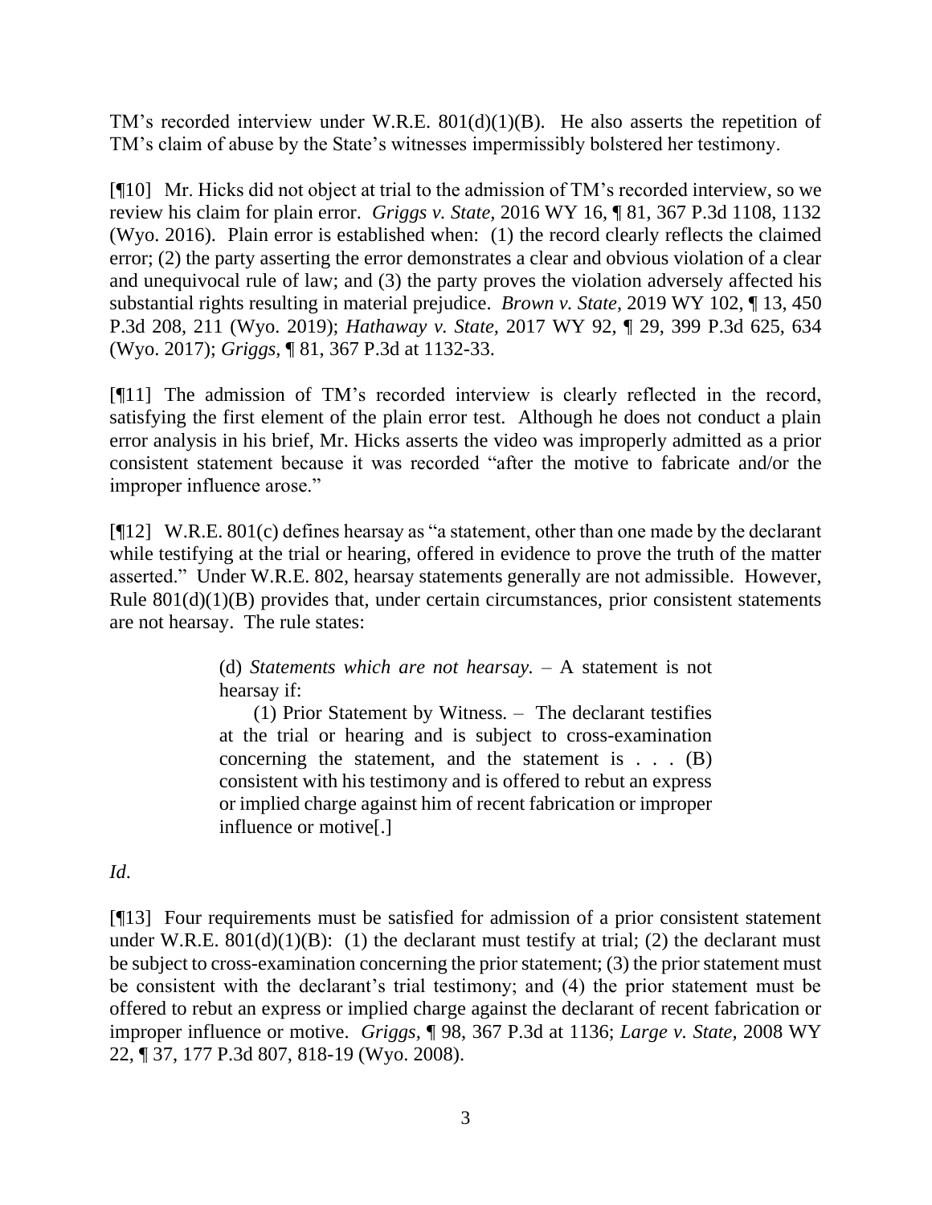TM's recorded interview under W.R.E. 801(d)(1)(B). He also asserts the repetition of TM's claim of abuse by the State's witnesses impermissibly bolstered her testimony.

[¶10] Mr. Hicks did not object at trial to the admission of TM's recorded interview, so we review his claim for plain error. *Griggs v. State,* 2016 WY 16, ¶ 81, 367 P.3d 1108, 1132 (Wyo. 2016). Plain error is established when: (1) the record clearly reflects the claimed error; (2) the party asserting the error demonstrates a clear and obvious violation of a clear and unequivocal rule of law; and (3) the party proves the violation adversely affected his substantial rights resulting in material prejudice. *Brown v. State*, 2019 WY 102, ¶ 13, 450 P.3d 208, 211 (Wyo. 2019); *Hathaway v. State*, 2017 WY 92, ¶ 29, 399 P.3d 625, 634 (Wyo. 2017); *Griggs*, ¶ 81, 367 P.3d at 1132-33.

[¶11] The admission of TM's recorded interview is clearly reflected in the record, satisfying the first element of the plain error test. Although he does not conduct a plain error analysis in his brief, Mr. Hicks asserts the video was improperly admitted as a prior consistent statement because it was recorded "after the motive to fabricate and/or the improper influence arose."

[¶12] W.R.E. 801(c) defines hearsay as "a statement, other than one made by the declarant while testifying at the trial or hearing, offered in evidence to prove the truth of the matter asserted." Under W.R.E. 802, hearsay statements generally are not admissible. However, Rule 801(d)(1)(B) provides that, under certain circumstances, prior consistent statements are not hearsay. The rule states:

> (d) *Statements which are not hearsay.* – A statement is not hearsay if:
>
> (1) Prior Statement by Witness. – The declarant testifies at the trial or hearing and is subject to cross-examination concerning the statement, and the statement is . . . (B) consistent with his testimony and is offered to rebut an express or implied charge against him of recent fabrication or improper influence or motive[.]

*Id*.

[¶13] Four requirements must be satisfied for admission of a prior consistent statement under W.R.E. 801(d)(1)(B): (1) the declarant must testify at trial; (2) the declarant must be subject to cross-examination concerning the prior statement; (3) the prior statement must be consistent with the declarant's trial testimony; and (4) the prior statement must be offered to rebut an express or implied charge against the declarant of recent fabrication or improper influence or motive. *Griggs*, ¶ 98, 367 P.3d at 1136; *Large v. State,* 2008 WY 22, ¶ 37, 177 P.3d 807, 818-19 (Wyo. 2008).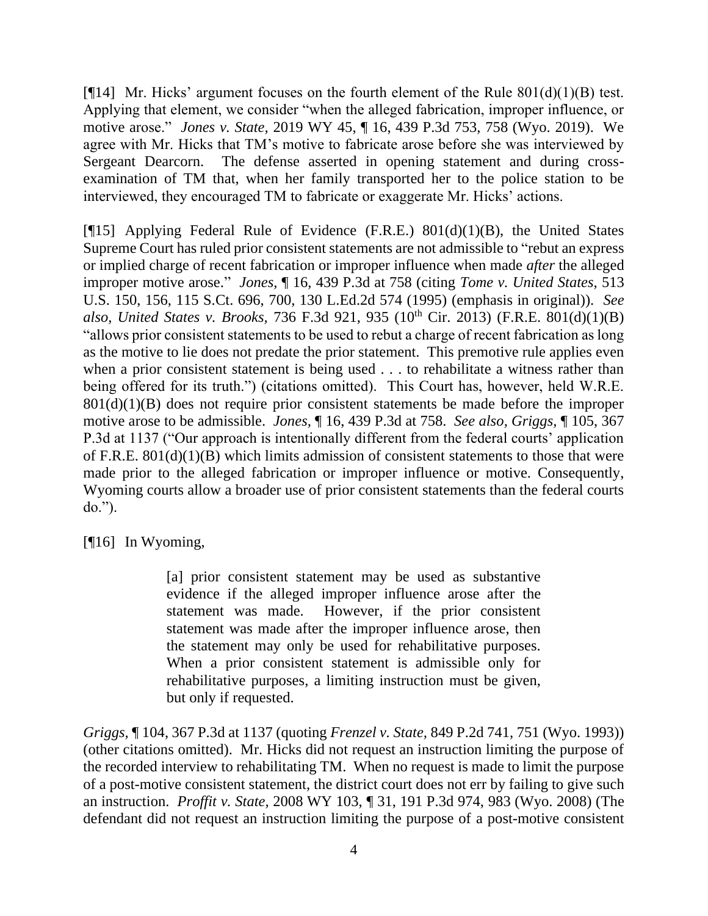[¶14] Mr. Hicks' argument focuses on the fourth element of the Rule 801(d)(1)(B) test. Applying that element, we consider "when the alleged fabrication, improper influence, or motive arose." *Jones v. State*, 2019 WY 45, ¶ 16, 439 P.3d 753, 758 (Wyo. 2019). We agree with Mr. Hicks that TM's motive to fabricate arose before she was interviewed by Sergeant Dearcorn. The defense asserted in opening statement and during cross-examination of TM that, when her family transported her to the police station to be interviewed, they encouraged TM to fabricate or exaggerate Mr. Hicks' actions.

[¶15] Applying Federal Rule of Evidence (F.R.E.) 801(d)(1)(B), the United States Supreme Court has ruled prior consistent statements are not admissible to "rebut an express or implied charge of recent fabrication or improper influence when made *after* the alleged improper motive arose." *Jones*, ¶ 16, 439 P.3d at 758 (citing *Tome v. United States*, 513 U.S. 150, 156, 115 S.Ct. 696, 700, 130 L.Ed.2d 574 (1995) (emphasis in original)). *See also, United States v. Brooks*, 736 F.3d 921, 935 (10th Cir. 2013) (F.R.E. 801(d)(1)(B) "allows prior consistent statements to be used to rebut a charge of recent fabrication as long as the motive to lie does not predate the prior statement. This premotive rule applies even when a prior consistent statement is being used . . . to rehabilitate a witness rather than being offered for its truth.") (citations omitted). This Court has, however, held W.R.E. 801(d)(1)(B) does not require prior consistent statements be made before the improper motive arose to be admissible. *Jones*, ¶ 16, 439 P.3d at 758. *See also, Griggs*, ¶ 105, 367 P.3d at 1137 ("Our approach is intentionally different from the federal courts' application of F.R.E. 801(d)(1)(B) which limits admission of consistent statements to those that were made prior to the alleged fabrication or improper influence or motive. Consequently, Wyoming courts allow a broader use of prior consistent statements than the federal courts do.").

[¶16] In Wyoming,

> [a] prior consistent statement may be used as substantive evidence if the alleged improper influence arose after the statement was made. However, if the prior consistent statement was made after the improper influence arose, then the statement may only be used for rehabilitative purposes. When a prior consistent statement is admissible only for rehabilitative purposes, a limiting instruction must be given, but only if requested.

*Griggs*, ¶ 104, 367 P.3d at 1137 (quoting *Frenzel v. State*, 849 P.2d 741, 751 (Wyo. 1993)) (other citations omitted). Mr. Hicks did not request an instruction limiting the purpose of the recorded interview to rehabilitating TM. When no request is made to limit the purpose of a post-motive consistent statement, the district court does not err by failing to give such an instruction. *Proffit v. State*, 2008 WY 103, ¶ 31, 191 P.3d 974, 983 (Wyo. 2008) (The defendant did not request an instruction limiting the purpose of a post-motive consistent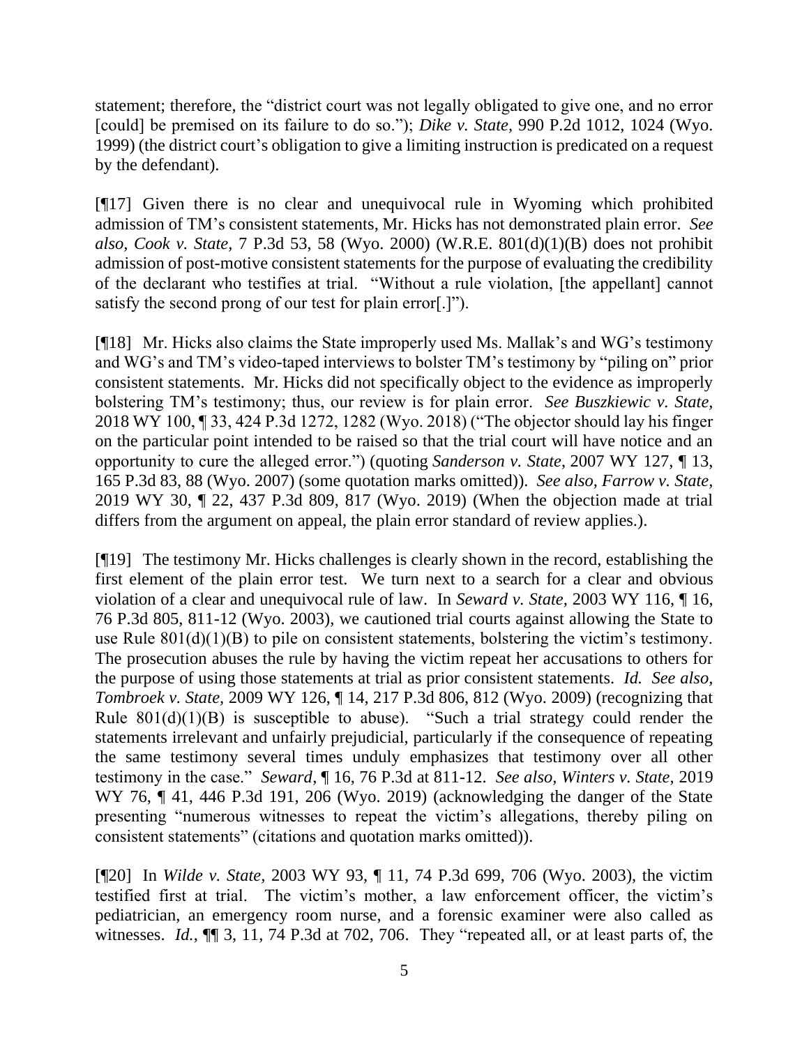statement; therefore, the "district court was not legally obligated to give one, and no error [could] be premised on its failure to do so."); *Dike v. State*, 990 P.2d 1012, 1024 (Wyo. 1999) (the district court's obligation to give a limiting instruction is predicated on a request by the defendant).

[¶17] Given there is no clear and unequivocal rule in Wyoming which prohibited admission of TM's consistent statements, Mr. Hicks has not demonstrated plain error. *See also, Cook v. State*, 7 P.3d 53, 58 (Wyo. 2000) (W.R.E. 801(d)(1)(B) does not prohibit admission of post-motive consistent statements for the purpose of evaluating the credibility of the declarant who testifies at trial. "Without a rule violation, [the appellant] cannot satisfy the second prong of our test for plain error[.]").

[¶18] Mr. Hicks also claims the State improperly used Ms. Mallak's and WG's testimony and WG's and TM's video-taped interviews to bolster TM's testimony by "piling on" prior consistent statements. Mr. Hicks did not specifically object to the evidence as improperly bolstering TM's testimony; thus, our review is for plain error. *See Buszkiewic v. State*, 2018 WY 100, ¶ 33, 424 P.3d 1272, 1282 (Wyo. 2018) ("The objector should lay his finger on the particular point intended to be raised so that the trial court will have notice and an opportunity to cure the alleged error.") (quoting *Sanderson v. State*, 2007 WY 127, ¶ 13, 165 P.3d 83, 88 (Wyo. 2007) (some quotation marks omitted)). *See also, Farrow v. State*, 2019 WY 30, ¶ 22, 437 P.3d 809, 817 (Wyo. 2019) (When the objection made at trial differs from the argument on appeal, the plain error standard of review applies.).

[¶19] The testimony Mr. Hicks challenges is clearly shown in the record, establishing the first element of the plain error test. We turn next to a search for a clear and obvious violation of a clear and unequivocal rule of law. In *Seward v. State*, 2003 WY 116, ¶ 16, 76 P.3d 805, 811-12 (Wyo. 2003), we cautioned trial courts against allowing the State to use Rule 801(d)(1)(B) to pile on consistent statements, bolstering the victim's testimony. The prosecution abuses the rule by having the victim repeat her accusations to others for the purpose of using those statements at trial as prior consistent statements. *Id. See also, Tombroek v. State*, 2009 WY 126, ¶ 14, 217 P.3d 806, 812 (Wyo. 2009) (recognizing that Rule 801(d)(1)(B) is susceptible to abuse). "Such a trial strategy could render the statements irrelevant and unfairly prejudicial, particularly if the consequence of repeating the same testimony several times unduly emphasizes that testimony over all other testimony in the case." *Seward*, ¶ 16, 76 P.3d at 811-12. *See also, Winters v. State*, 2019 WY 76, ¶ 41, 446 P.3d 191, 206 (Wyo. 2019) (acknowledging the danger of the State presenting "numerous witnesses to repeat the victim's allegations, thereby piling on consistent statements" (citations and quotation marks omitted)).

[¶20] In *Wilde v. State*, 2003 WY 93, ¶ 11, 74 P.3d 699, 706 (Wyo. 2003), the victim testified first at trial. The victim's mother, a law enforcement officer, the victim's pediatrician, an emergency room nurse, and a forensic examiner were also called as witnesses. *Id.*, ¶¶ 3, 11, 74 P.3d at 702, 706. They "repeated all, or at least parts of, the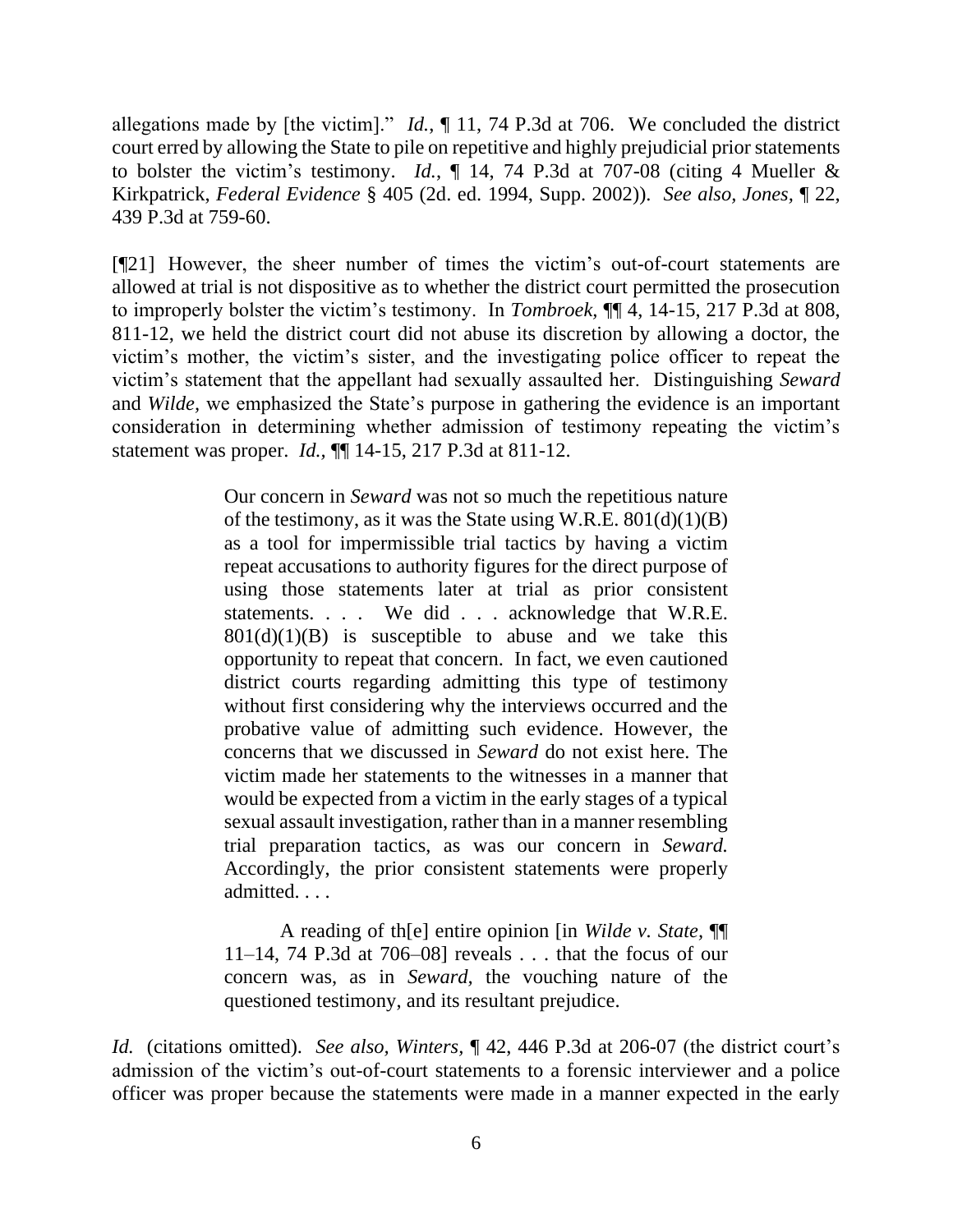allegations made by [the victim]." *Id.*, ¶ 11, 74 P.3d at 706. We concluded the district court erred by allowing the State to pile on repetitive and highly prejudicial prior statements to bolster the victim's testimony. *Id.*, ¶ 14, 74 P.3d at 707-08 (citing 4 Mueller & Kirkpatrick, *Federal Evidence* § 405 (2d. ed. 1994, Supp. 2002)). *See also, Jones,* ¶ 22, 439 P.3d at 759-60.

[¶21] However, the sheer number of times the victim's out-of-court statements are allowed at trial is not dispositive as to whether the district court permitted the prosecution to improperly bolster the victim's testimony. In *Tombroek,* ¶¶ 4, 14-15, 217 P.3d at 808, 811-12, we held the district court did not abuse its discretion by allowing a doctor, the victim's mother, the victim's sister, and the investigating police officer to repeat the victim's statement that the appellant had sexually assaulted her. Distinguishing *Seward* and *Wilde*, we emphasized the State's purpose in gathering the evidence is an important consideration in determining whether admission of testimony repeating the victim's statement was proper. *Id.*, ¶¶ 14-15, 217 P.3d at 811-12.

> Our concern in *Seward* was not so much the repetitious nature of the testimony, as it was the State using W.R.E. 801(d)(1)(B) as a tool for impermissible trial tactics by having a victim repeat accusations to authority figures for the direct purpose of using those statements later at trial as prior consistent statements. . . . We did . . . acknowledge that W.R.E. 801(d)(1)(B) is susceptible to abuse and we take this opportunity to repeat that concern. In fact, we even cautioned district courts regarding admitting this type of testimony without first considering why the interviews occurred and the probative value of admitting such evidence. However, the concerns that we discussed in *Seward* do not exist here. The victim made her statements to the witnesses in a manner that would be expected from a victim in the early stages of a typical sexual assault investigation, rather than in a manner resembling trial preparation tactics, as was our concern in *Seward.* Accordingly, the prior consistent statements were properly admitted. . . .
>
> A reading of th[e] entire opinion [in *Wilde v. State*, ¶¶ 11–14, 74 P.3d at 706–08] reveals . . . that the focus of our concern was, as in *Seward*, the vouching nature of the questioned testimony, and its resultant prejudice.

*Id.* (citations omitted). *See also, Winters,* ¶ 42, 446 P.3d at 206-07 (the district court's admission of the victim's out-of-court statements to a forensic interviewer and a police officer was proper because the statements were made in a manner expected in the early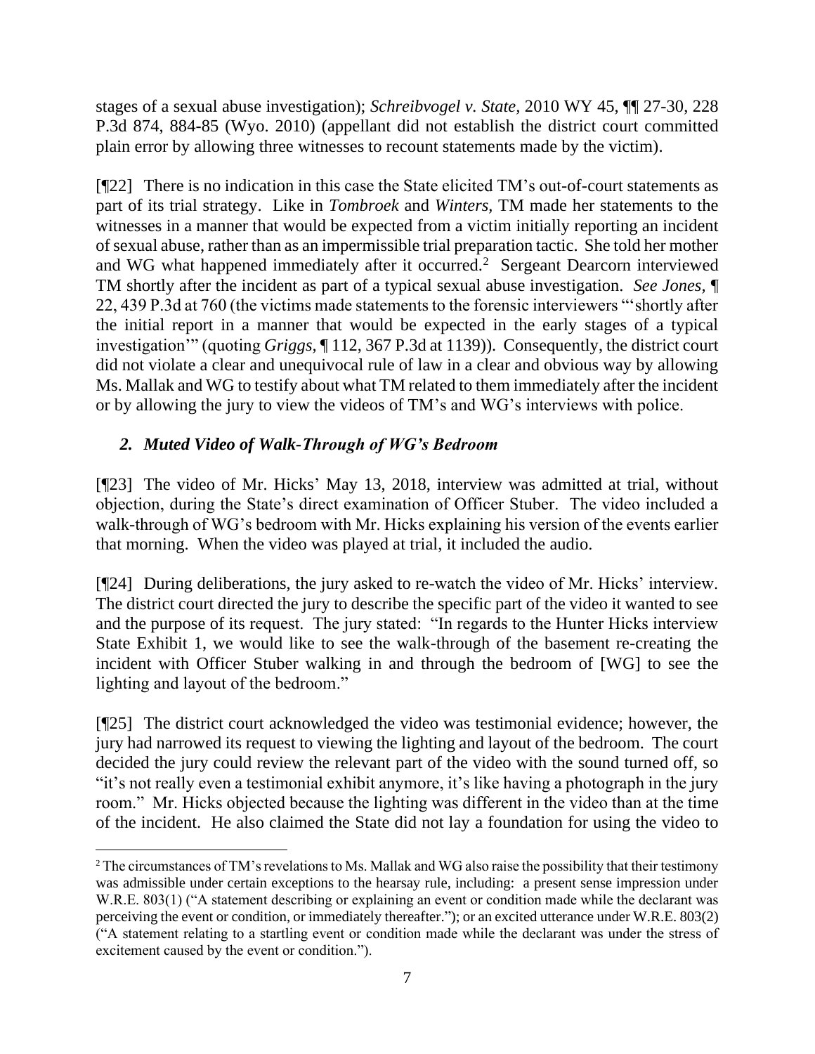stages of a sexual abuse investigation); *Schreibvogel v. State,* 2010 WY 45, ¶¶ 27-30, 228 P.3d 874, 884-85 (Wyo. 2010) (appellant did not establish the district court committed plain error by allowing three witnesses to recount statements made by the victim).

[¶22] There is no indication in this case the State elicited TM's out-of-court statements as part of its trial strategy. Like in *Tombroek* and *Winters*, TM made her statements to the witnesses in a manner that would be expected from a victim initially reporting an incident of sexual abuse, rather than as an impermissible trial preparation tactic. She told her mother and WG what happened immediately after it occurred.[2] Sergeant Dearcorn interviewed TM shortly after the incident as part of a typical sexual abuse investigation. *See Jones,* ¶ 22, 439 P.3d at 760 (the victims made statements to the forensic interviewers "'shortly after the initial report in a manner that would be expected in the early stages of a typical investigation'" (quoting *Griggs,* ¶ 112, 367 P.3d at 1139)). Consequently, the district court did not violate a clear and unequivocal rule of law in a clear and obvious way by allowing Ms. Mallak and WG to testify about what TM related to them immediately after the incident or by allowing the jury to view the videos of TM's and WG's interviews with police.

### *2. Muted Video of Walk-Through of WG's Bedroom*

[¶23] The video of Mr. Hicks' May 13, 2018, interview was admitted at trial, without objection, during the State's direct examination of Officer Stuber. The video included a walk-through of WG's bedroom with Mr. Hicks explaining his version of the events earlier that morning. When the video was played at trial, it included the audio.

[¶24] During deliberations, the jury asked to re-watch the video of Mr. Hicks' interview. The district court directed the jury to describe the specific part of the video it wanted to see and the purpose of its request. The jury stated: "In regards to the Hunter Hicks interview State Exhibit 1, we would like to see the walk-through of the basement re-creating the incident with Officer Stuber walking in and through the bedroom of [WG] to see the lighting and layout of the bedroom."

[¶25] The district court acknowledged the video was testimonial evidence; however, the jury had narrowed its request to viewing the lighting and layout of the bedroom. The court decided the jury could review the relevant part of the video with the sound turned off, so "it's not really even a testimonial exhibit anymore, it's like having a photograph in the jury room." Mr. Hicks objected because the lighting was different in the video than at the time of the incident. He also claimed the State did not lay a foundation for using the video to

---

[2] The circumstances of TM's revelations to Ms. Mallak and WG also raise the possibility that their testimony was admissible under certain exceptions to the hearsay rule, including: a present sense impression under W.R.E. 803(1) ("A statement describing or explaining an event or condition made while the declarant was perceiving the event or condition, or immediately thereafter."); or an excited utterance under W.R.E. 803(2) ("A statement relating to a startling event or condition made while the declarant was under the stress of excitement caused by the event or condition.").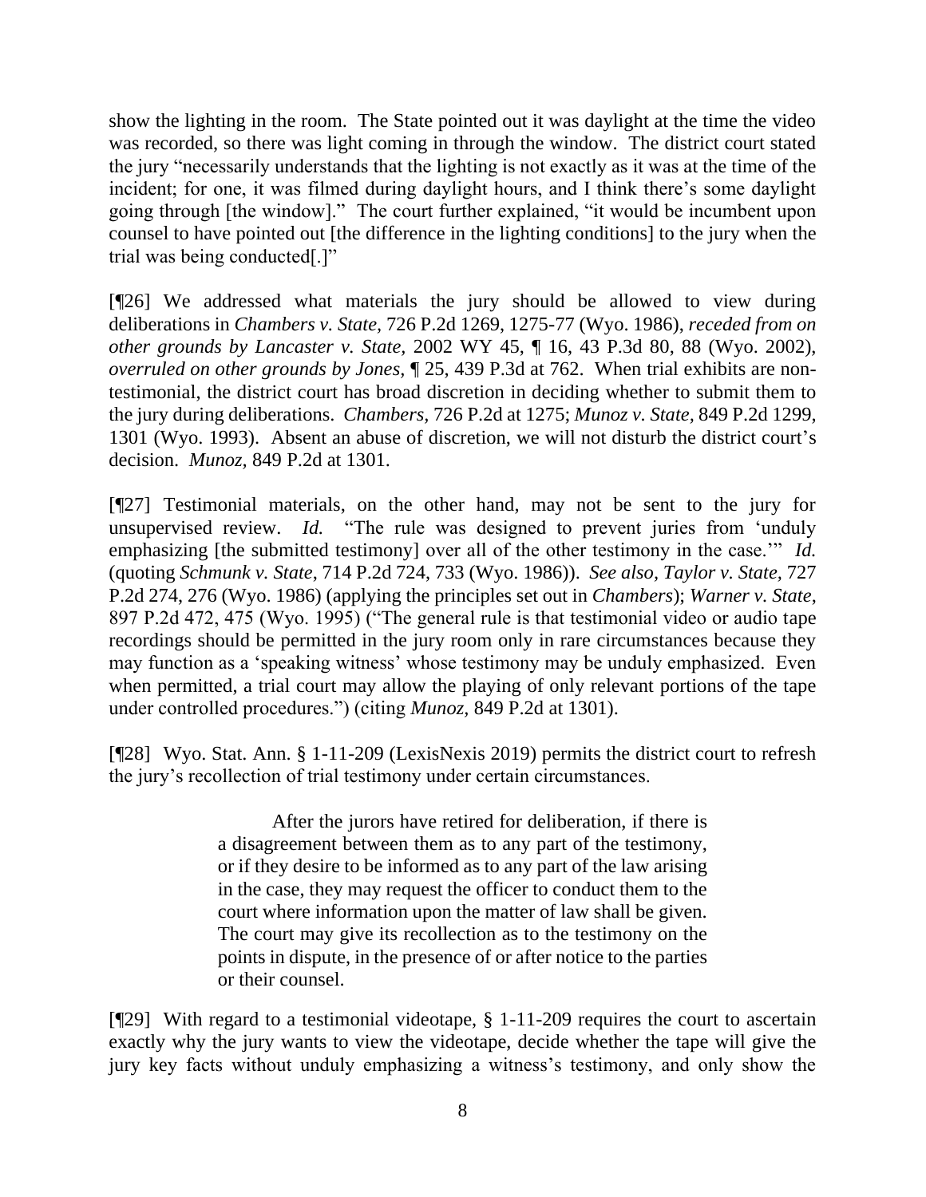show the lighting in the room. The State pointed out it was daylight at the time the video was recorded, so there was light coming in through the window. The district court stated the jury "necessarily understands that the lighting is not exactly as it was at the time of the incident; for one, it was filmed during daylight hours, and I think there's some daylight going through [the window]." The court further explained, "it would be incumbent upon counsel to have pointed out [the difference in the lighting conditions] to the jury when the trial was being conducted[.]"

[¶26] We addressed what materials the jury should be allowed to view during deliberations in *Chambers v. State*, 726 P.2d 1269, 1275-77 (Wyo. 1986), *receded from on other grounds by Lancaster v. State*, 2002 WY 45, ¶ 16, 43 P.3d 80, 88 (Wyo. 2002), *overruled on other grounds by Jones*, ¶ 25, 439 P.3d at 762. When trial exhibits are non-testimonial, the district court has broad discretion in deciding whether to submit them to the jury during deliberations. *Chambers*, 726 P.2d at 1275; *Munoz v. State*, 849 P.2d 1299, 1301 (Wyo. 1993). Absent an abuse of discretion, we will not disturb the district court's decision. *Munoz*, 849 P.2d at 1301.

[¶27] Testimonial materials, on the other hand, may not be sent to the jury for unsupervised review. *Id.* "The rule was designed to prevent juries from 'unduly emphasizing [the submitted testimony] over all of the other testimony in the case.'" *Id.* (quoting *Schmunk v. State*, 714 P.2d 724, 733 (Wyo. 1986)). *See also*, *Taylor v. State*, 727 P.2d 274, 276 (Wyo. 1986) (applying the principles set out in *Chambers*); *Warner v. State*, 897 P.2d 472, 475 (Wyo. 1995) ("The general rule is that testimonial video or audio tape recordings should be permitted in the jury room only in rare circumstances because they may function as a 'speaking witness' whose testimony may be unduly emphasized. Even when permitted, a trial court may allow the playing of only relevant portions of the tape under controlled procedures.") (citing *Munoz*, 849 P.2d at 1301).

[¶28] Wyo. Stat. Ann. § 1-11-209 (LexisNexis 2019) permits the district court to refresh the jury's recollection of trial testimony under certain circumstances.

> After the jurors have retired for deliberation, if there is a disagreement between them as to any part of the testimony, or if they desire to be informed as to any part of the law arising in the case, they may request the officer to conduct them to the court where information upon the matter of law shall be given. The court may give its recollection as to the testimony on the points in dispute, in the presence of or after notice to the parties or their counsel.

[¶29] With regard to a testimonial videotape, § 1-11-209 requires the court to ascertain exactly why the jury wants to view the videotape, decide whether the tape will give the jury key facts without unduly emphasizing a witness's testimony, and only show the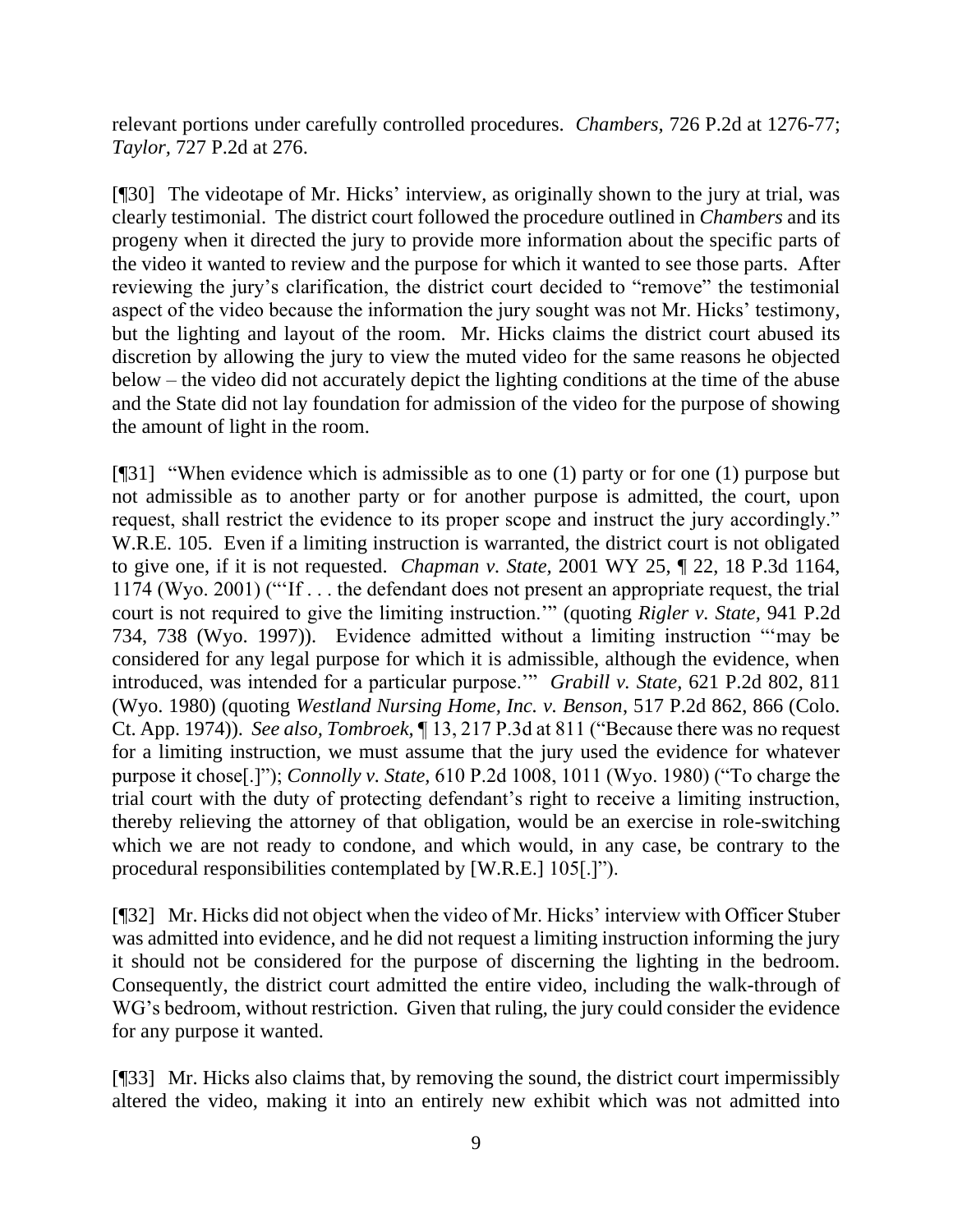relevant portions under carefully controlled procedures. *Chambers,* 726 P.2d at 1276-77; *Taylor,* 727 P.2d at 276.

[¶30] The videotape of Mr. Hicks' interview, as originally shown to the jury at trial, was clearly testimonial. The district court followed the procedure outlined in *Chambers* and its progeny when it directed the jury to provide more information about the specific parts of the video it wanted to review and the purpose for which it wanted to see those parts. After reviewing the jury's clarification, the district court decided to "remove" the testimonial aspect of the video because the information the jury sought was not Mr. Hicks' testimony, but the lighting and layout of the room. Mr. Hicks claims the district court abused its discretion by allowing the jury to view the muted video for the same reasons he objected below – the video did not accurately depict the lighting conditions at the time of the abuse and the State did not lay foundation for admission of the video for the purpose of showing the amount of light in the room.

[¶31] "When evidence which is admissible as to one (1) party or for one (1) purpose but not admissible as to another party or for another purpose is admitted, the court, upon request, shall restrict the evidence to its proper scope and instruct the jury accordingly." W.R.E. 105. Even if a limiting instruction is warranted, the district court is not obligated to give one, if it is not requested. *Chapman v. State,* 2001 WY 25, ¶ 22, 18 P.3d 1164, 1174 (Wyo. 2001) ("'If . . . the defendant does not present an appropriate request, the trial court is not required to give the limiting instruction.'" (quoting *Rigler v. State,* 941 P.2d 734, 738 (Wyo. 1997)). Evidence admitted without a limiting instruction "'may be considered for any legal purpose for which it is admissible, although the evidence, when introduced, was intended for a particular purpose.'" *Grabill v. State,* 621 P.2d 802, 811 (Wyo. 1980) (quoting *Westland Nursing Home, Inc. v. Benson*, 517 P.2d 862, 866 (Colo. Ct. App. 1974)). *See also, Tombroek,* ¶ 13, 217 P.3d at 811 ("Because there was no request for a limiting instruction, we must assume that the jury used the evidence for whatever purpose it chose[.]"); *Connolly v. State,* 610 P.2d 1008, 1011 (Wyo. 1980) ("To charge the trial court with the duty of protecting defendant's right to receive a limiting instruction, thereby relieving the attorney of that obligation, would be an exercise in role-switching which we are not ready to condone, and which would, in any case, be contrary to the procedural responsibilities contemplated by [W.R.E.] 105[.]").

[¶32] Mr. Hicks did not object when the video of Mr. Hicks' interview with Officer Stuber was admitted into evidence, and he did not request a limiting instruction informing the jury it should not be considered for the purpose of discerning the lighting in the bedroom. Consequently, the district court admitted the entire video, including the walk-through of WG's bedroom, without restriction. Given that ruling, the jury could consider the evidence for any purpose it wanted.

[¶33] Mr. Hicks also claims that, by removing the sound, the district court impermissibly altered the video, making it into an entirely new exhibit which was not admitted into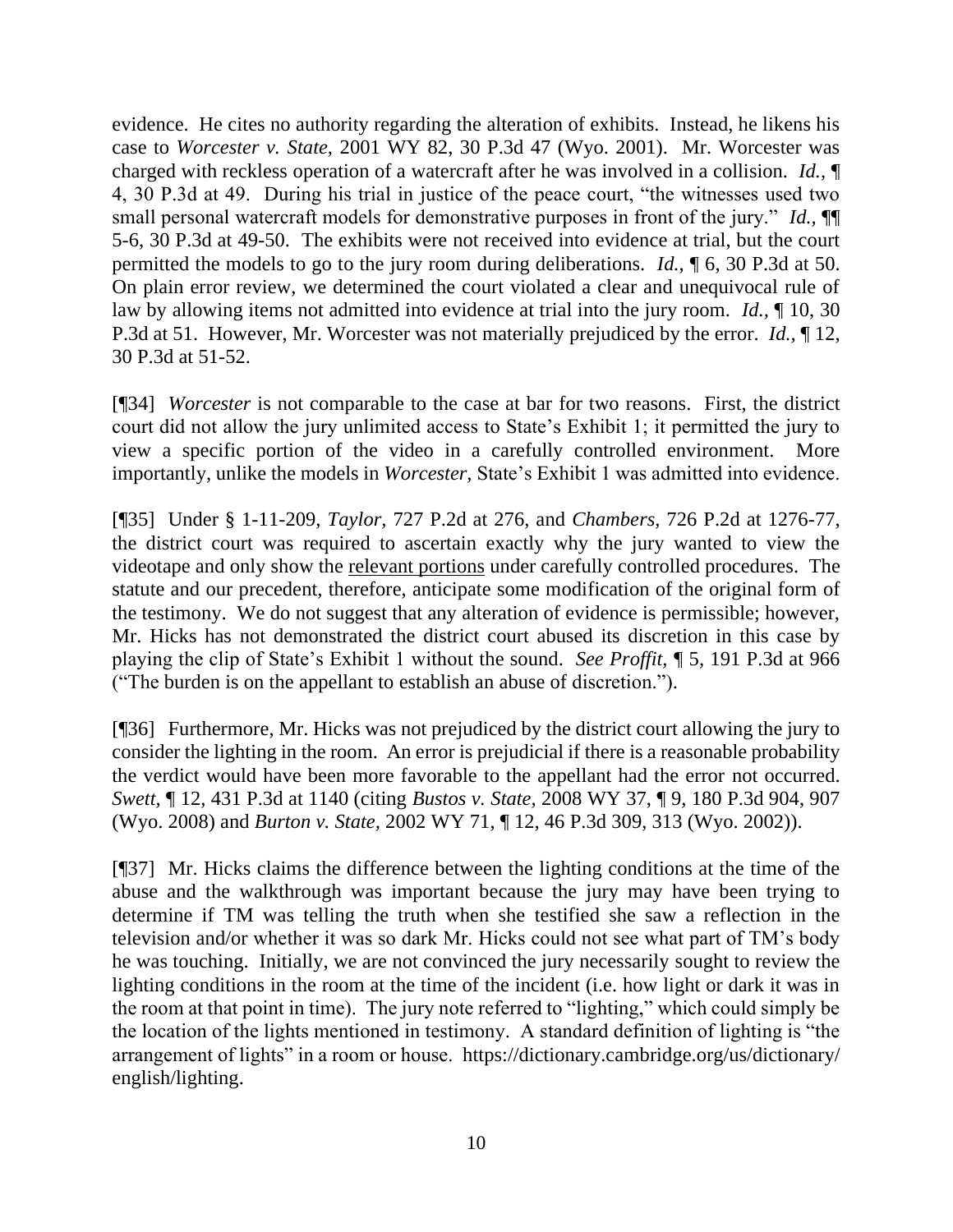evidence. He cites no authority regarding the alteration of exhibits. Instead, he likens his case to *Worcester v. State,* 2001 WY 82, 30 P.3d 47 (Wyo. 2001). Mr. Worcester was charged with reckless operation of a watercraft after he was involved in a collision. *Id.,* ¶ 4, 30 P.3d at 49. During his trial in justice of the peace court, "the witnesses used two small personal watercraft models for demonstrative purposes in front of the jury." *Id.,* ¶¶ 5-6, 30 P.3d at 49-50. The exhibits were not received into evidence at trial, but the court permitted the models to go to the jury room during deliberations. *Id.,* ¶ 6, 30 P.3d at 50. On plain error review, we determined the court violated a clear and unequivocal rule of law by allowing items not admitted into evidence at trial into the jury room. *Id.,* ¶ 10, 30 P.3d at 51. However, Mr. Worcester was not materially prejudiced by the error. *Id.,* ¶ 12, 30 P.3d at 51-52.

[¶34] *Worcester* is not comparable to the case at bar for two reasons. First, the district court did not allow the jury unlimited access to State's Exhibit 1; it permitted the jury to view a specific portion of the video in a carefully controlled environment. More importantly, unlike the models in *Worcester,* State's Exhibit 1 was admitted into evidence.

[¶35] Under § 1-11-209, *Taylor,* 727 P.2d at 276, and *Chambers,* 726 P.2d at 1276-77, the district court was required to ascertain exactly why the jury wanted to view the videotape and only show the <u>relevant portions</u> under carefully controlled procedures. The statute and our precedent, therefore, anticipate some modification of the original form of the testimony. We do not suggest that any alteration of evidence is permissible; however, Mr. Hicks has not demonstrated the district court abused its discretion in this case by playing the clip of State's Exhibit 1 without the sound. *See Proffit,* ¶ 5, 191 P.3d at 966 ("The burden is on the appellant to establish an abuse of discretion.").

[¶36] Furthermore, Mr. Hicks was not prejudiced by the district court allowing the jury to consider the lighting in the room. An error is prejudicial if there is a reasonable probability the verdict would have been more favorable to the appellant had the error not occurred. *Swett,* ¶ 12, 431 P.3d at 1140 (citing *Bustos v. State,* 2008 WY 37, ¶ 9, 180 P.3d 904, 907 (Wyo. 2008) and *Burton v. State,* 2002 WY 71, ¶ 12, 46 P.3d 309, 313 (Wyo. 2002)).

[¶37] Mr. Hicks claims the difference between the lighting conditions at the time of the abuse and the walkthrough was important because the jury may have been trying to determine if TM was telling the truth when she testified she saw a reflection in the television and/or whether it was so dark Mr. Hicks could not see what part of TM's body he was touching. Initially, we are not convinced the jury necessarily sought to review the lighting conditions in the room at the time of the incident (i.e. how light or dark it was in the room at that point in time). The jury note referred to "lighting," which could simply be the location of the lights mentioned in testimony. A standard definition of lighting is "the arrangement of lights" in a room or house. https://dictionary.cambridge.org/us/dictionary/english/lighting.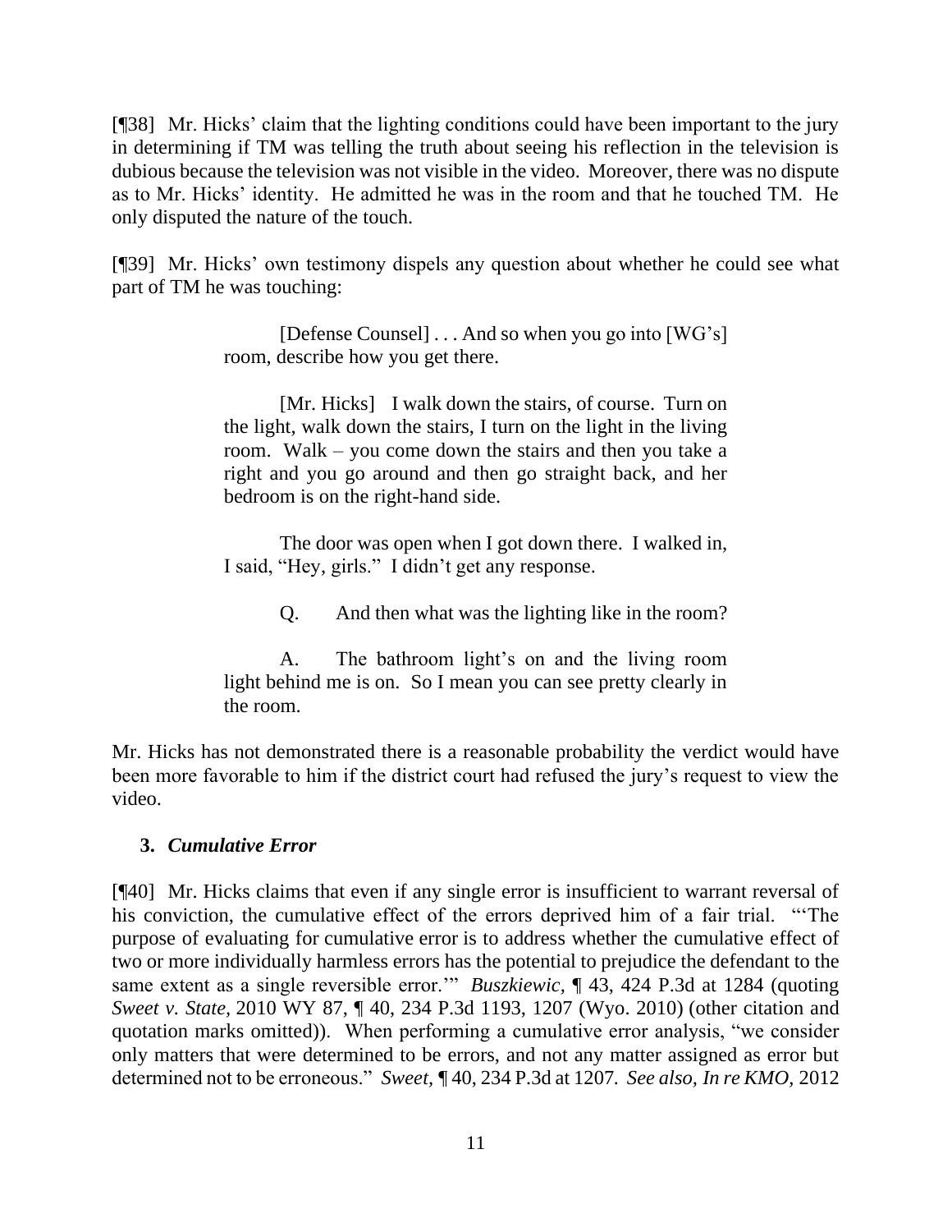[¶38] Mr. Hicks' claim that the lighting conditions could have been important to the jury in determining if TM was telling the truth about seeing his reflection in the television is dubious because the television was not visible in the video. Moreover, there was no dispute as to Mr. Hicks' identity. He admitted he was in the room and that he touched TM. He only disputed the nature of the touch.

[¶39] Mr. Hicks' own testimony dispels any question about whether he could see what part of TM he was touching:

> [Defense Counsel] . . . And so when you go into [WG's] room, describe how you get there.
>
> [Mr. Hicks] I walk down the stairs, of course. Turn on the light, walk down the stairs, I turn on the light in the living room. Walk – you come down the stairs and then you take a right and you go around and then go straight back, and her bedroom is on the right-hand side.
>
> The door was open when I got down there. I walked in, I said, "Hey, girls." I didn't get any response.
>
> Q. And then what was the lighting like in the room?
>
> A. The bathroom light's on and the living room light behind me is on. So I mean you can see pretty clearly in the room.

Mr. Hicks has not demonstrated there is a reasonable probability the verdict would have been more favorable to him if the district court had refused the jury's request to view the video.

### 3. *Cumulative Error*

[¶40] Mr. Hicks claims that even if any single error is insufficient to warrant reversal of his conviction, the cumulative effect of the errors deprived him of a fair trial. "'The purpose of evaluating for cumulative error is to address whether the cumulative effect of two or more individually harmless errors has the potential to prejudice the defendant to the same extent as a single reversible error.'" *Buszkiewic*, ¶ 43, 424 P.3d at 1284 (quoting *Sweet v. State*, 2010 WY 87, ¶ 40, 234 P.3d 1193, 1207 (Wyo. 2010) (other citation and quotation marks omitted)). When performing a cumulative error analysis, "we consider only matters that were determined to be errors, and not any matter assigned as error but determined not to be erroneous." *Sweet*, ¶ 40, 234 P.3d at 1207. *See also*, *In re KMO*, 2012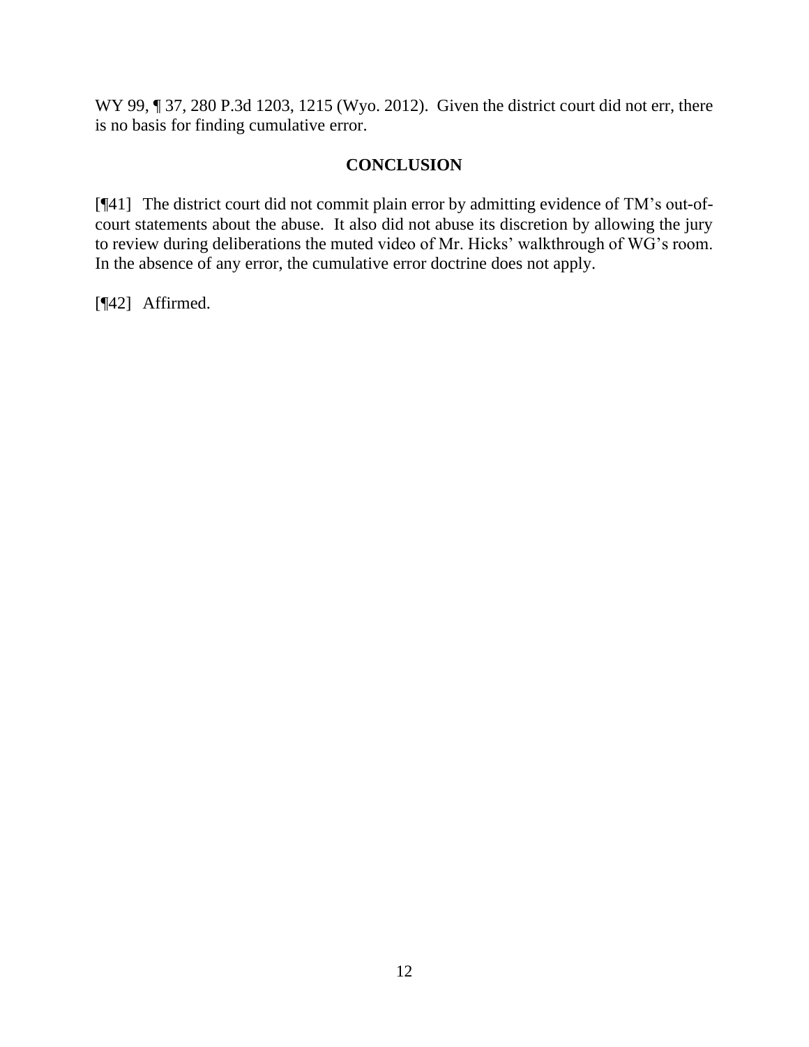WY 99, ¶ 37, 280 P.3d 1203, 1215 (Wyo. 2012). Given the district court did not err, there is no basis for finding cumulative error.

## CONCLUSION

[¶41] The district court did not commit plain error by admitting evidence of TM's out-of-court statements about the abuse. It also did not abuse its discretion by allowing the jury to review during deliberations the muted video of Mr. Hicks' walkthrough of WG's room. In the absence of any error, the cumulative error doctrine does not apply.

[¶42] Affirmed.